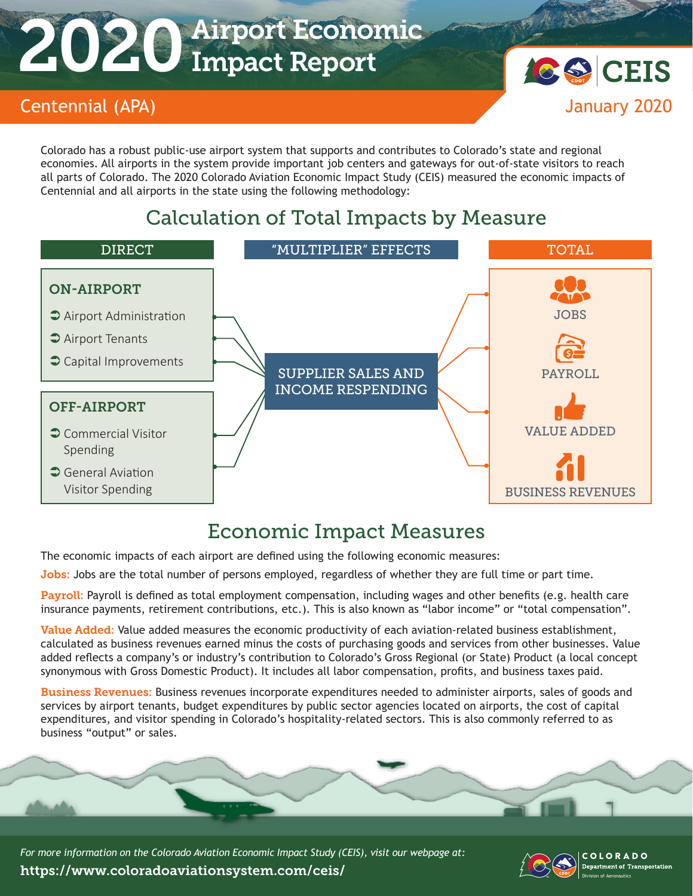# 2020 Airport Economic Impact Report

## Centennial (APA)

CEIS

January 2020

Colorado has a robust public-use airport system that supports and contributes to Colorado's state and regional economies. All airports in the system provide important job centers and gateways for out-of-state visitors to reach all parts of Colorado. The 2020 Colorado Aviation Economic Impact Study (CEIS) measured the economic impacts of Centennial and all airports in the state using the following methodology:

## Calculation of Total Impacts by Measure

**DIRECT**

**ON-AIRPORT**

- Airport Administration
- Airport Tenants
- Capital Improvements

**OFF-AIRPORT**

- Commercial Visitor Spending
- General Aviation Visitor Spending

**"MULTIPLIER" EFFECTS**

SUPPLIER SALES AND INCOME RESPENDING

**TOTAL**

- JOBS
- PAYROLL
- VALUE ADDED
- BUSINESS REVENUES

## Economic Impact Measures

The economic impacts of each airport are defined using the following economic measures:

**Jobs:** Jobs are the total number of persons employed, regardless of whether they are full time or part time.

**Payroll:** Payroll is defined as total employment compensation, including wages and other benefits (e.g. health care insurance payments, retirement contributions, etc.). This is also known as "labor income" or "total compensation".

**Value Added:** Value added measures the economic productivity of each aviation-related business establishment, calculated as business revenues earned minus the costs of purchasing goods and services from other businesses. Value added reflects a company's or industry's contribution to Colorado's Gross Regional (or State) Product (a local concept synonymous with Gross Domestic Product). It includes all labor compensation, profits, and business taxes paid.

**Business Revenues:** Business revenues incorporate expenditures needed to administer airports, sales of goods and services by airport tenants, budget expenditures by public sector agencies located on airports, the cost of capital expenditures, and visitor spending in Colorado's hospitality-related sectors. This is also commonly referred to as business "output" or sales.

*For more information on the Colorado Aviation Economic Impact Study (CEIS), visit our webpage at:*

**https://www.coloradoaviationsystem.com/ceis/**

COLORADO Department of Transportation Division of Aeronautics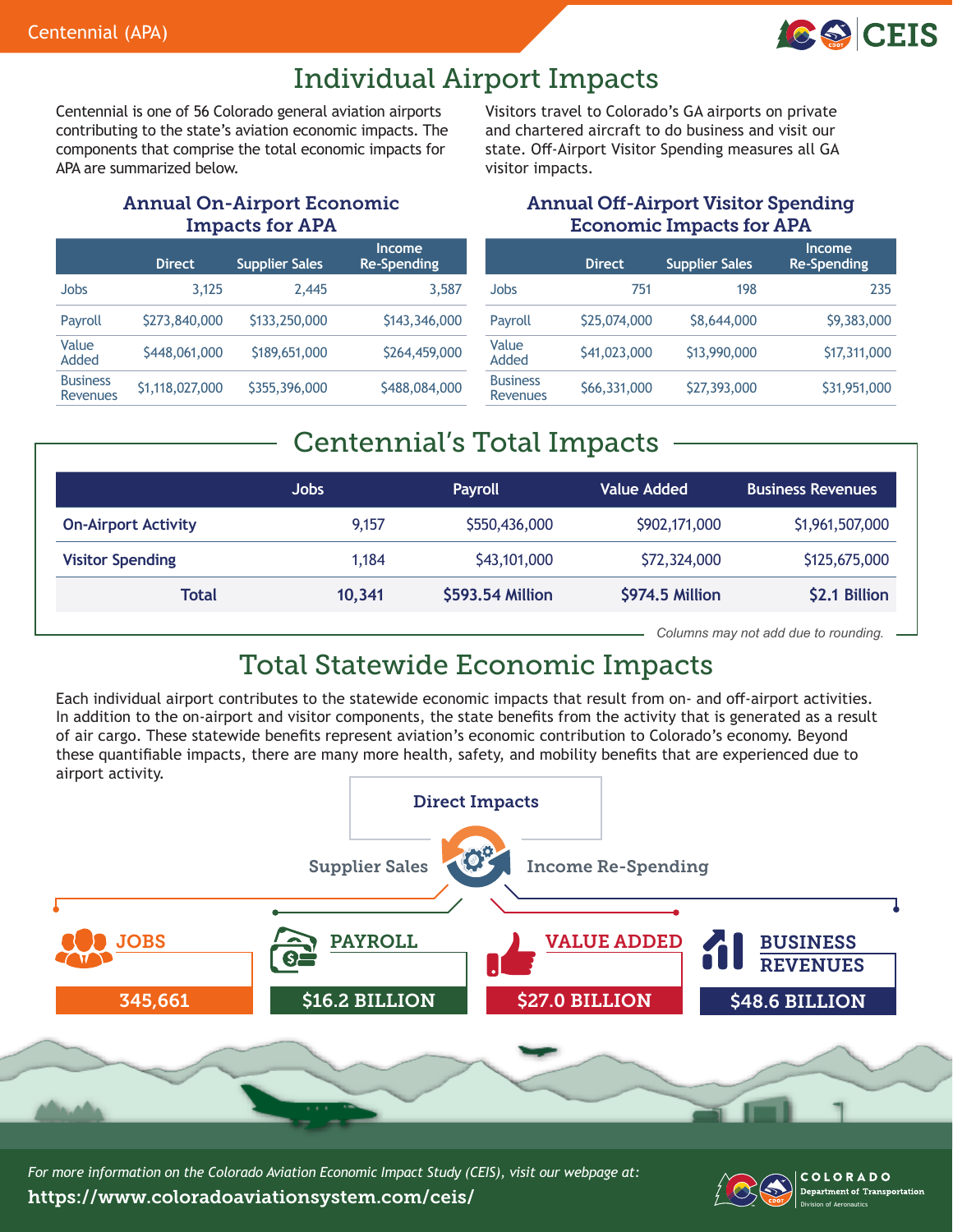# Individual Airport Impacts

Centennial is one of 56 Colorado general aviation airports contributing to the state's aviation economic impacts. The components that comprise the total economic impacts for APA are summarized below.

Visitors travel to Colorado's GA airports on private and chartered aircraft to do business and visit our state. Off-Airport Visitor Spending measures all GA visitor impacts.

### Annual On-Airport Economic Impacts for APA

| | Direct | Supplier Sales | Income Re-Spending |
|---|---|---|---|
| Jobs | 3,125 | 2,445 | 3,587 |
| Payroll | $273,840,000 | $133,250,000 | $143,346,000 |
| Value Added | $448,061,000 | $189,651,000 | $264,459,000 |
| Business Revenues | $1,118,027,000 | $355,396,000 | $488,084,000 |

### Annual Off-Airport Visitor Spending Economic Impacts for APA

| | Direct | Supplier Sales | Income Re-Spending |
|---|---|---|---|
| Jobs | 751 | 198 | 235 |
| Payroll | $25,074,000 | $8,644,000 | $9,383,000 |
| Value Added | $41,023,000 | $13,990,000 | $17,311,000 |
| Business Revenues | $66,331,000 | $27,393,000 | $31,951,000 |

## Centennial's Total Impacts

| | Jobs | Payroll | Value Added | Business Revenues |
|---|---|---|---|---|
| **On-Airport Activity** | 9,157 | $550,436,000 | $902,171,000 | $1,961,507,000 |
| **Visitor Spending** | 1,184 | $43,101,000 | $72,324,000 | $125,675,000 |
| **Total** | **10,341** | **$593.54 Million** | **$974.5 Million** | **$2.1 Billion** |

*Columns may not add due to rounding.*

## Total Statewide Economic Impacts

Each individual airport contributes to the statewide economic impacts that result from on- and off-airport activities. In addition to the on-airport and visitor components, the state benefits from the activity that is generated as a result of air cargo. These statewide benefits represent aviation's economic contribution to Colorado's economy. Beyond these quantifiable impacts, there are many more health, safety, and mobility benefits that are experienced due to airport activity.

Direct Impacts

Supplier Sales

Income Re-Spending

**JOBS**
345,661

**PAYROLL**
$16.2 BILLION

**VALUE ADDED**
$27.0 BILLION

**BUSINESS REVENUES**
$48.6 BILLION

*For more information on the Colorado Aviation Economic Impact Study (CEIS), visit our webpage at:*
**https://www.coloradoaviationsystem.com/ceis/**